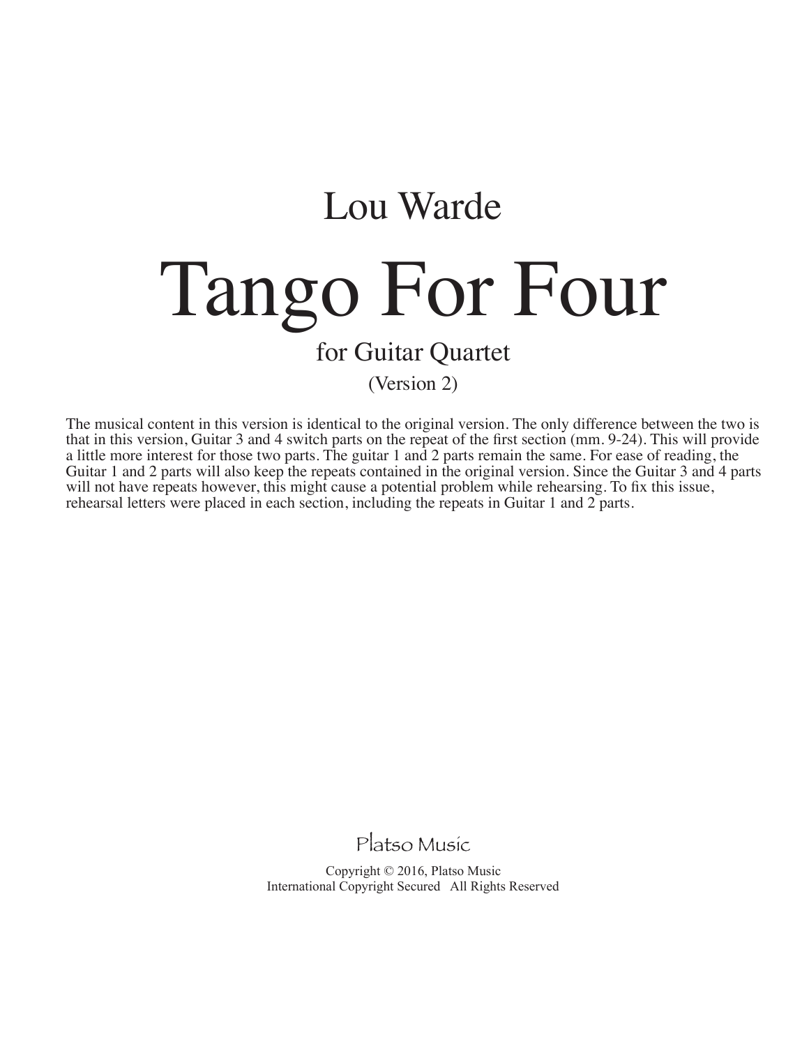Lou Warde

# Tango For Four

## for Guitar Quartet

(Version 2)

The musical content in this version is identical to the original version. The only difference between the two is that in this version, Guitar 3 and 4 switch parts on the repeat of the first section (mm. 9-24). This will provide a little more interest for those two parts. The guitar 1 and 2 parts remain the same. For ease of reading, the Guitar 1 and 2 parts will also keep the repeats contained in the original version. Since the Guitar 3 and 4 parts will not have repeats however, this might cause a potential problem while rehearsing. To fix this issue, rehearsal letters were placed in each section, including the repeats in Guitar 1 and 2 parts.

Platso Music

Copyright © 2016, Platso Music
International Copyright Secured   All Rights Reserved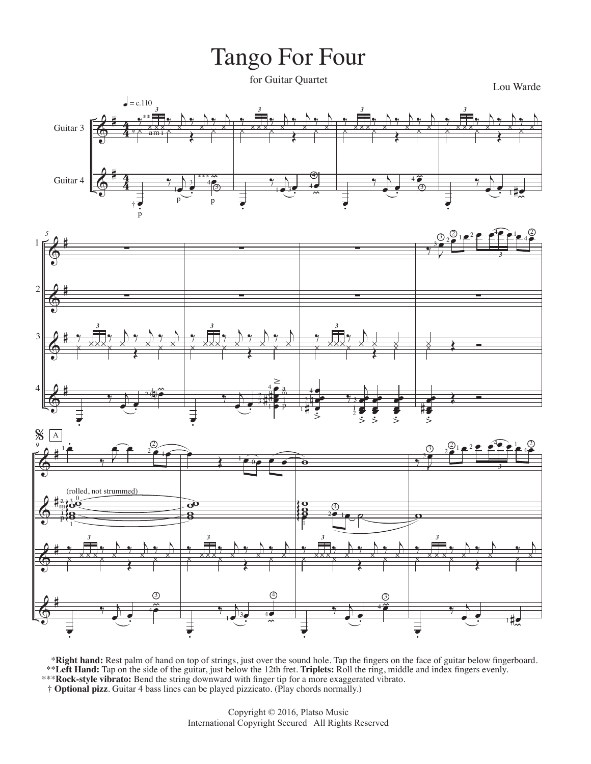# Tango For Four

for Guitar Quartet

Lou Warde

*Right hand:* Rest palm of hand on top of strings, just over the sound hole. Tap the fingers on the face of guitar below fingerboard.
**Left Hand:** Tap on the side of the guitar, just below the 12th fret. **Triplets:** Roll the ring, middle and index fingers evenly.
***Rock-style vibrato:** Bend the string downward with finger tip for a more exaggerated vibrato.
† **Optional pizz**. Guitar 4 bass lines can be played pizzicato. (Play chords normally.)

Copyright © 2016, Platso Music
International Copyright Secured All Rights Reserved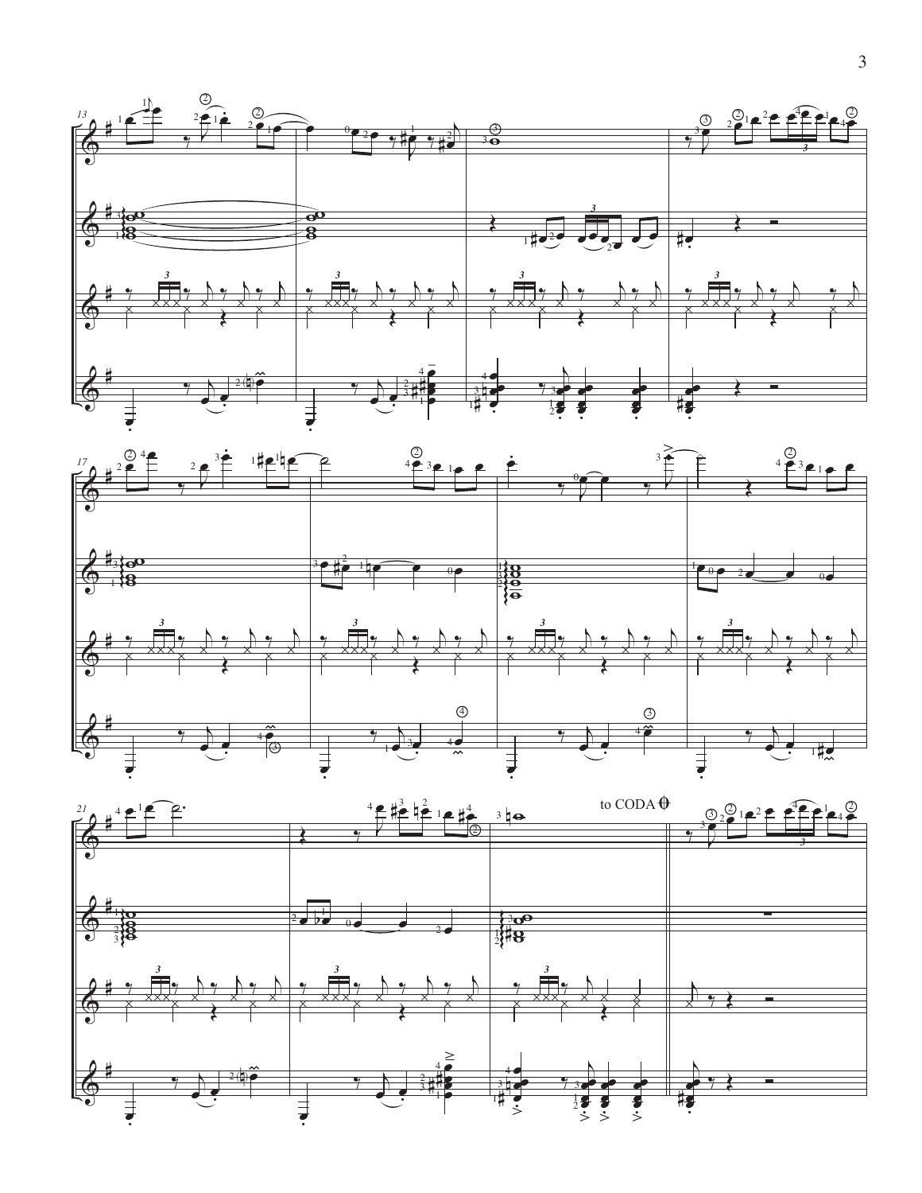to CODA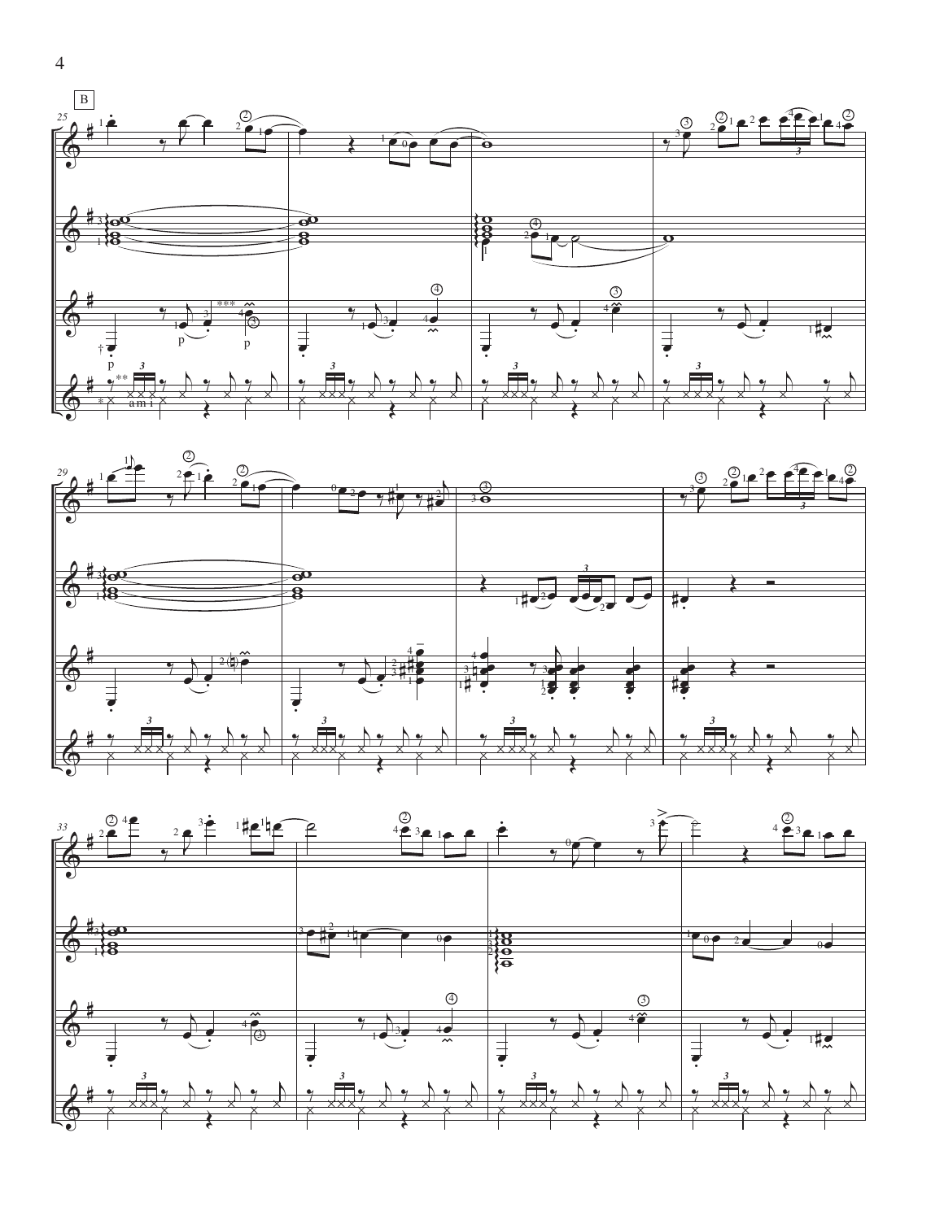B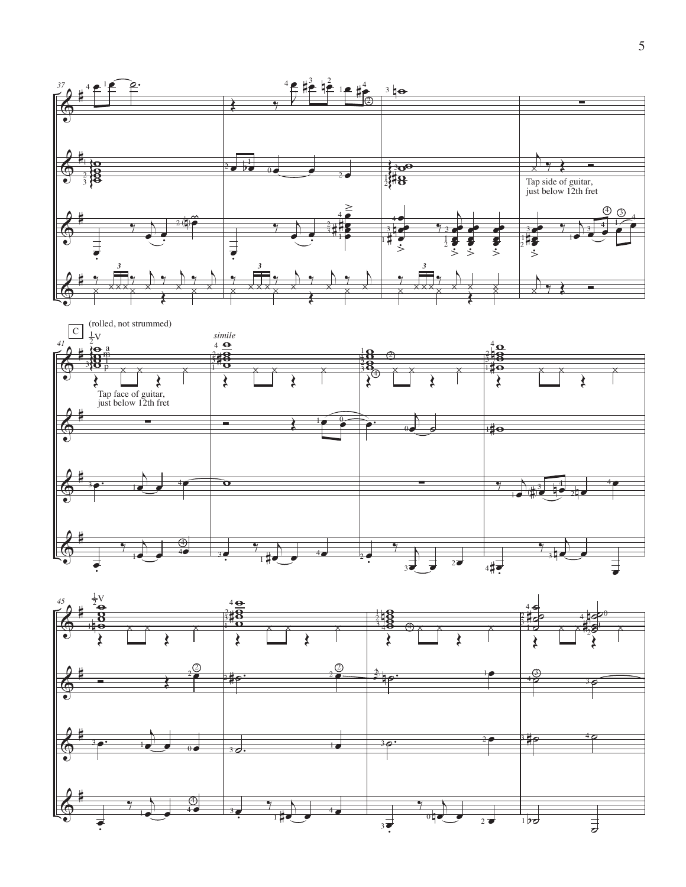Tap side of guitar, just below 12th fret

C

(rolled, not strummed)

Tap face of guitar, just below 12th fret

*simile*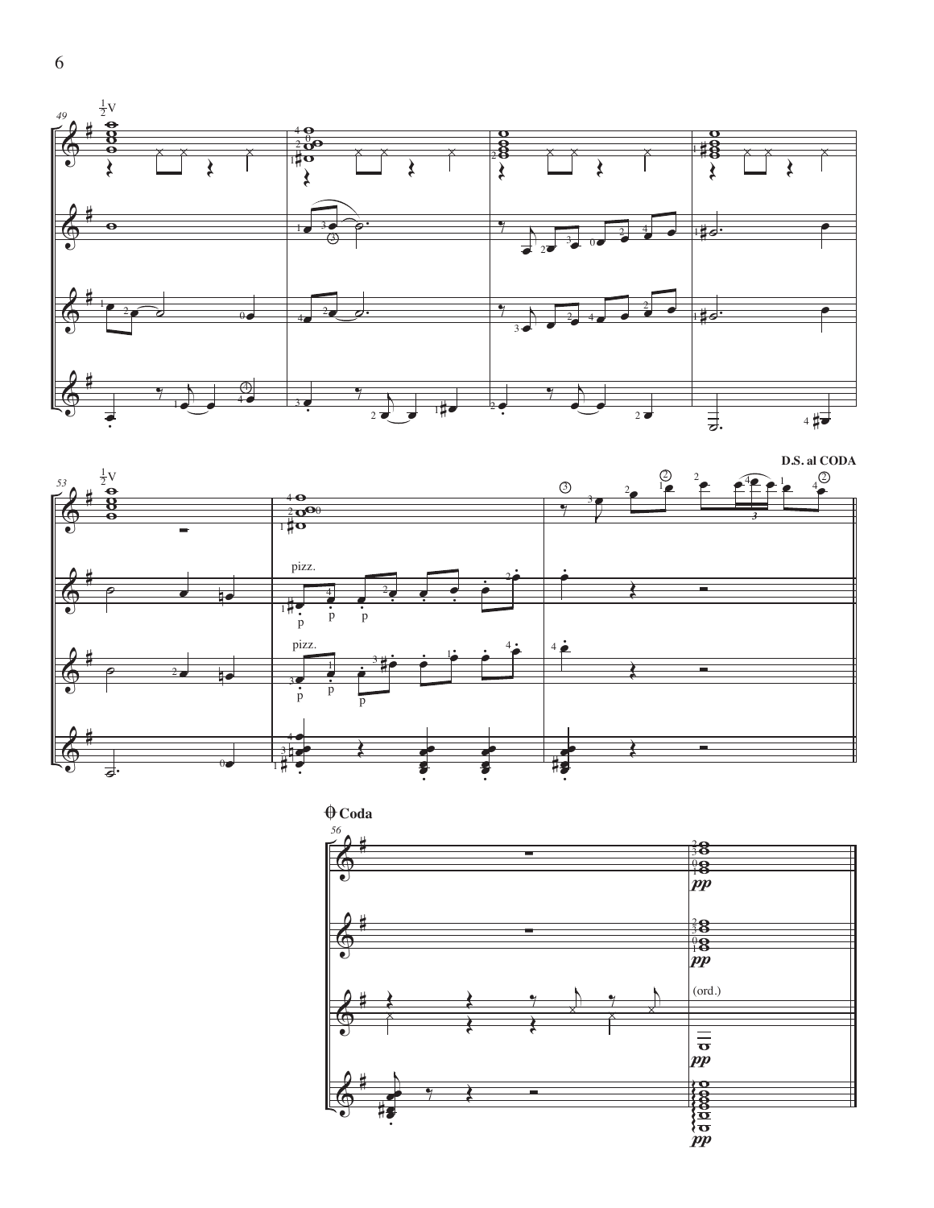D.S. al CODA

## Coda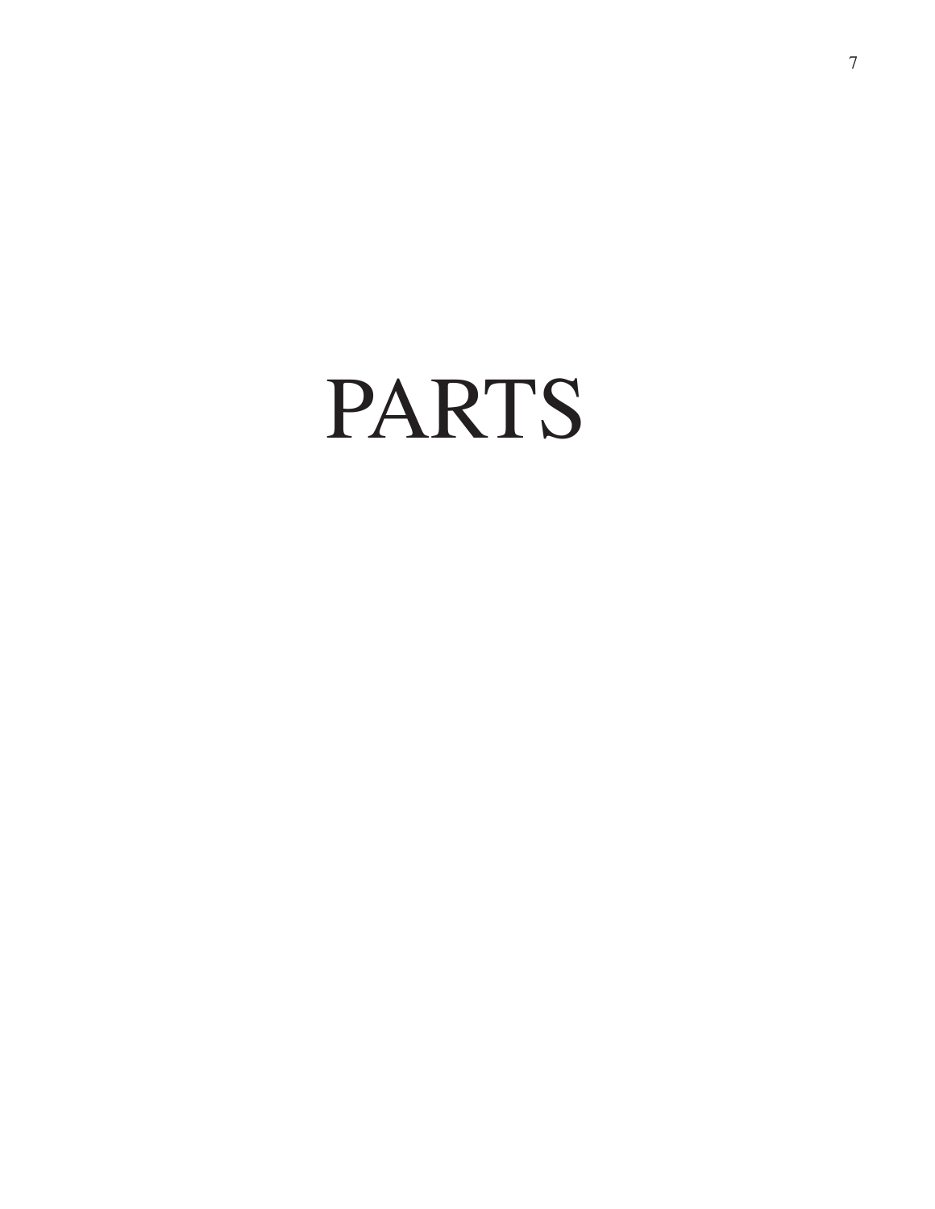# PARTS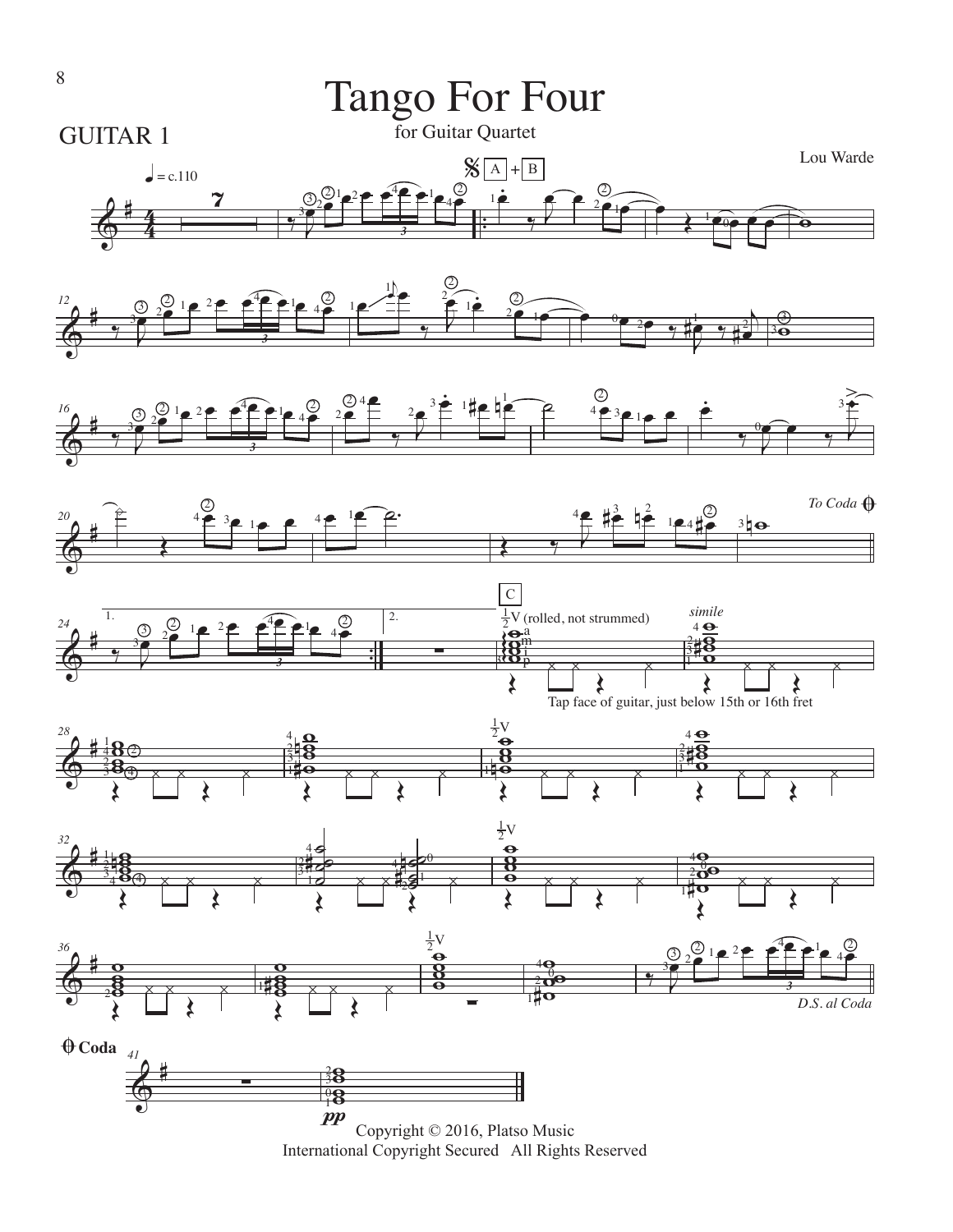# Tango For Four

GUITAR 1

for Guitar Quartet

Lou Warde

♩ = c.110

A + B

C

½V (rolled, not strummed)

*simile*

Tap face of guitar, just below 15th or 16th fret

To Coda

*D.S. al Coda*

Coda

*pp*

Copyright © 2016, Platso Music
International Copyright Secured All Rights Reserved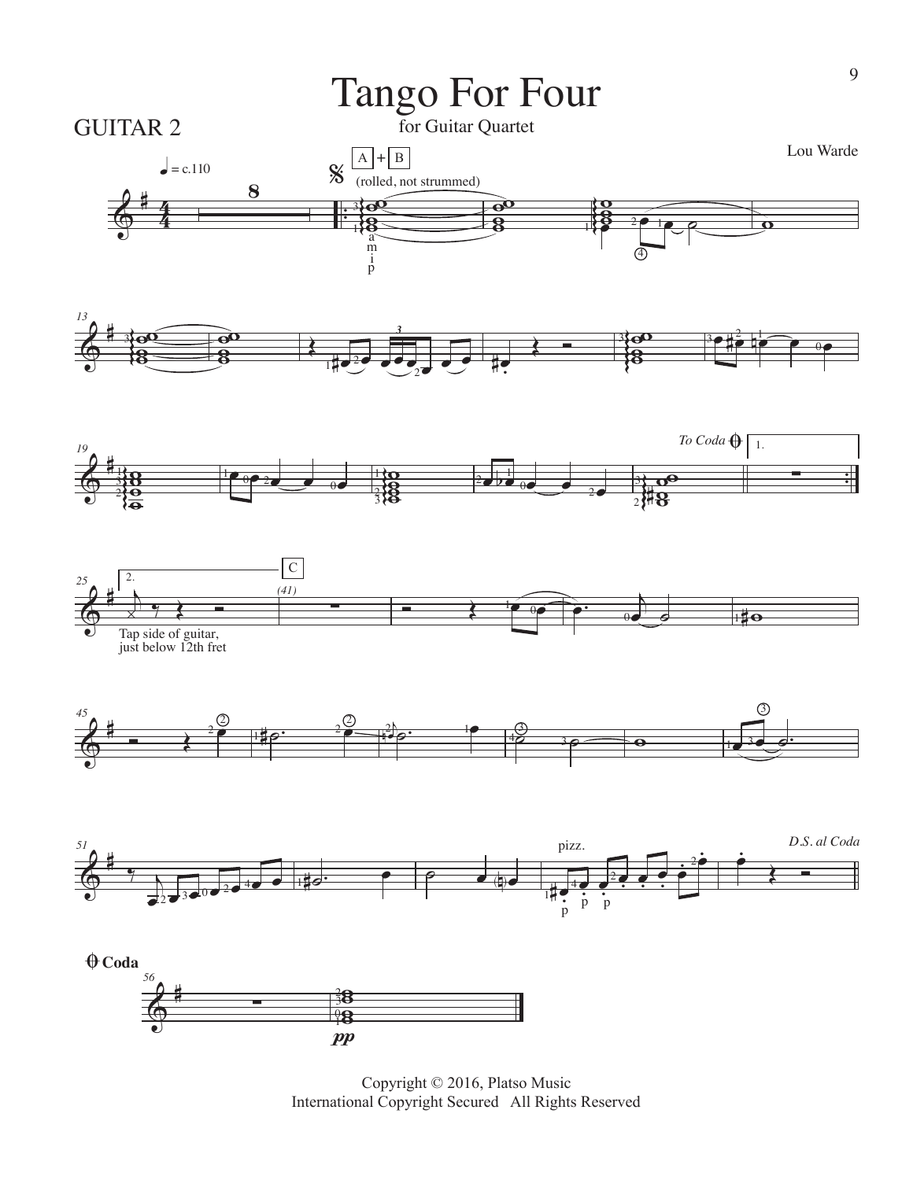# Tango For Four

GUITAR 2

for Guitar Quartet

Lou Warde

♩ = c.110

A + B

(rolled, not strummed)

To Coda

1.

2.

Tap side of guitar, just below 12th fret

C

(41)

pizz.

D.S. al Coda

Coda

*pp*

Copyright © 2016, Platso Music
International Copyright Secured All Rights Reserved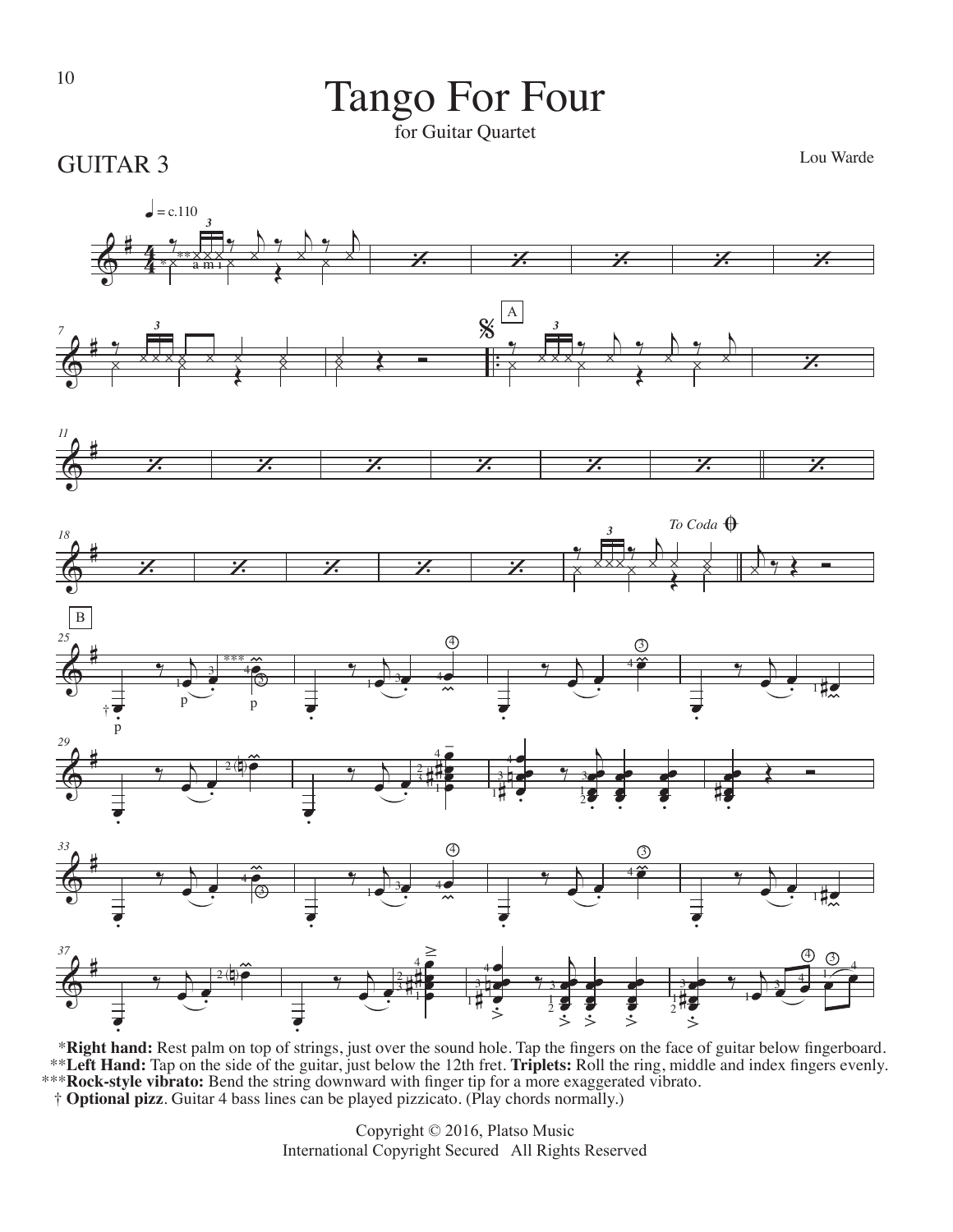# Tango For Four

for Guitar Quartet

GUITAR 3

Lou Warde

*Right hand: Rest palm on top of strings, just over the sound hole. Tap the fingers on the face of guitar below fingerboard.
**Left Hand: Tap on the side of the guitar, just below the 12th fret. Triplets: Roll the ring, middle and index fingers evenly.
***Rock-style vibrato: Bend the string downward with finger tip for a more exaggerated vibrato.
† Optional pizz. Guitar 4 bass lines can be played pizzicato. (Play chords normally.)

Copyright © 2016, Platso Music
International Copyright Secured All Rights Reserved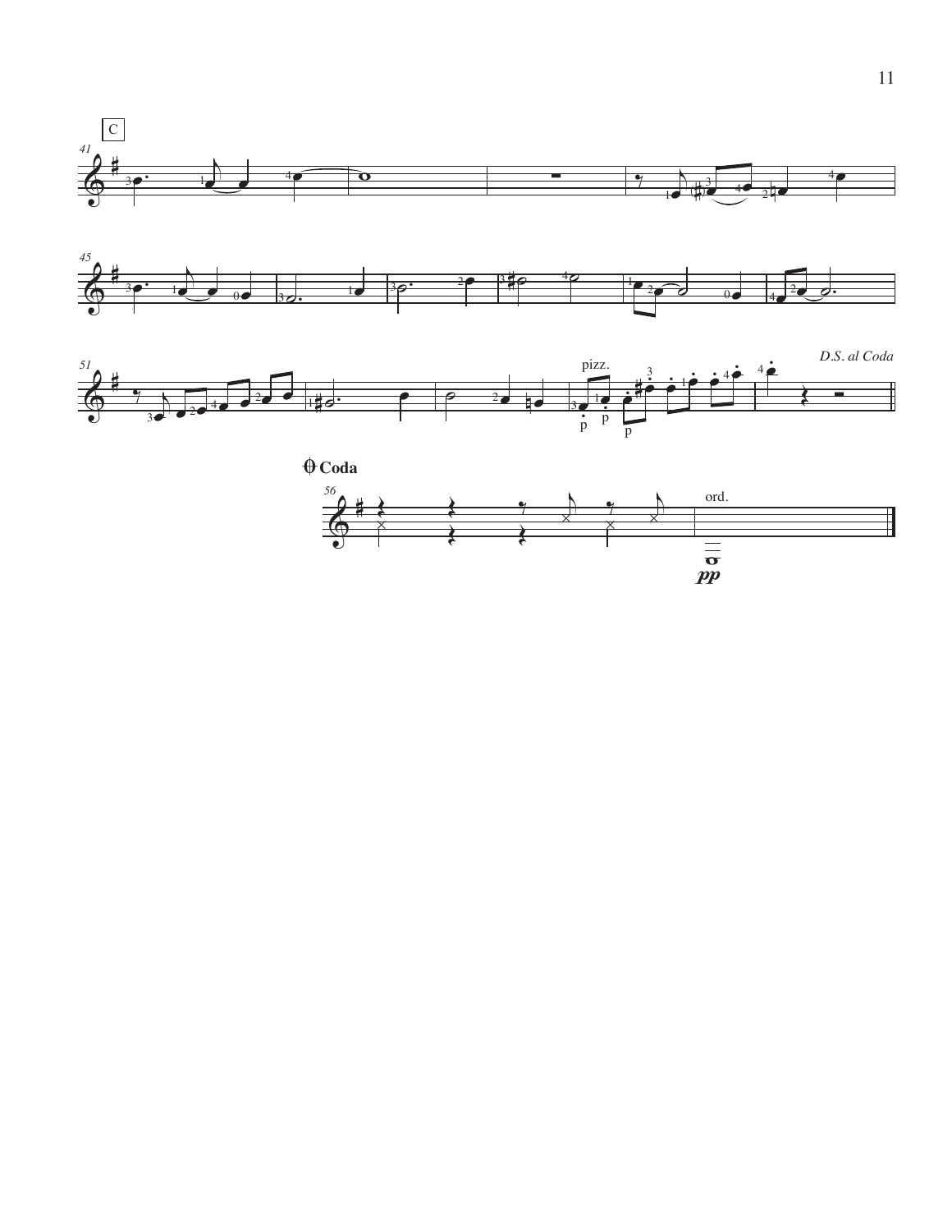C

pizz.

*D.S. al Coda*

**Coda**

ord.

*pp*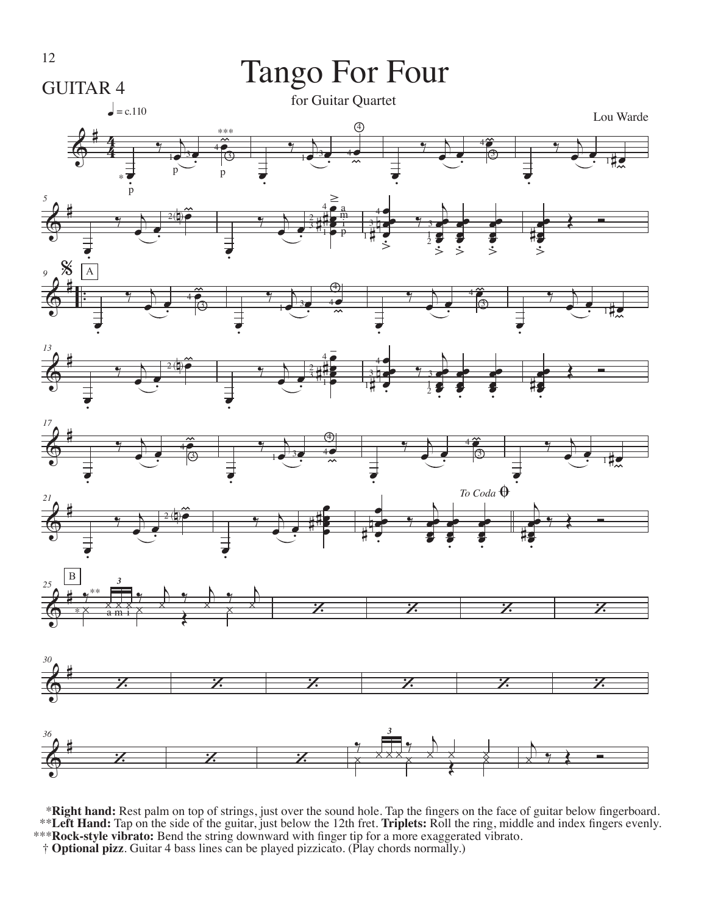# Tango For Four

GUITAR 4

for Guitar Quartet

Lou Warde

♩ = c.110

*Right hand:** Rest palm on top of strings, just over the sound hole. Tap the fingers on the face of guitar below fingerboard.
**Left Hand:** Tap on the side of the guitar, just below the 12th fret. **Triplets:** Roll the ring, middle and index fingers evenly.
***Rock-style vibrato:** Bend the string downward with finger tip for a more exaggerated vibrato.
† **Optional pizz**. Guitar 4 bass lines can be played pizzicato. (Play chords normally.)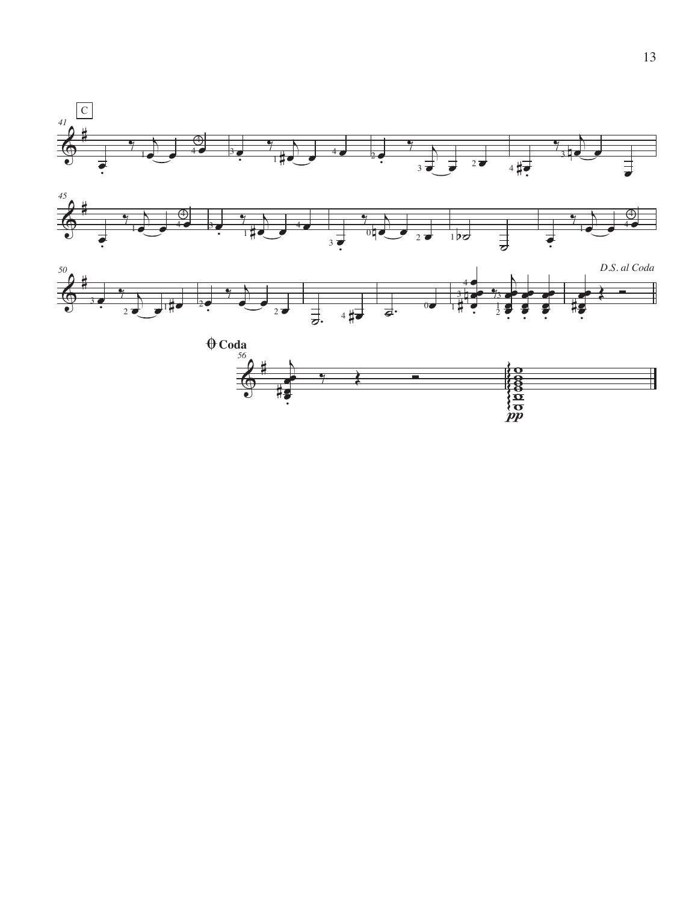C

D.S. al Coda

Coda

*pp*